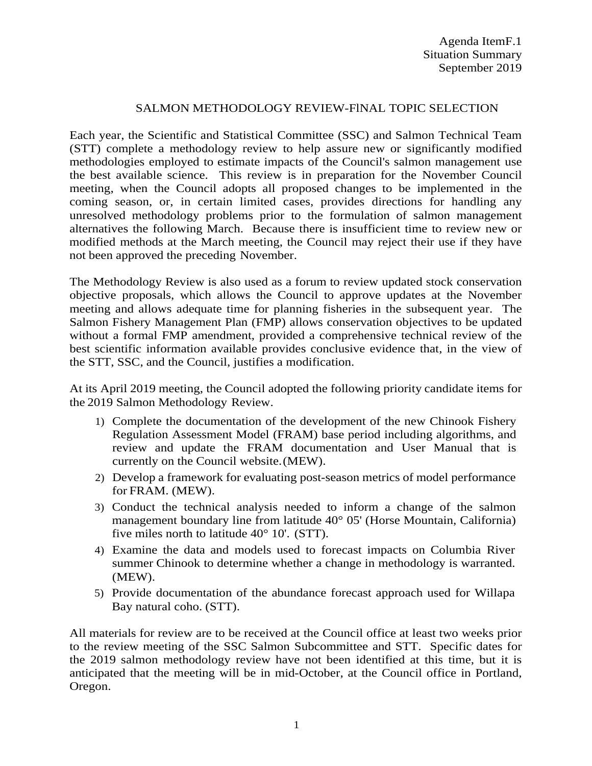Agenda ItemF.1
Situation Summary
September 2019

# SALMON METHODOLOGY REVIEW-FINAL TOPIC SELECTION

Each year, the Scientific and Statistical Committee (SSC) and Salmon Technical Team (STT) complete a methodology review to help assure new or significantly modified methodologies employed to estimate impacts of the Council's salmon management use the best available science. This review is in preparation for the November Council meeting, when the Council adopts all proposed changes to be implemented in the coming season, or, in certain limited cases, provides directions for handling any unresolved methodology problems prior to the formulation of salmon management alternatives the following March. Because there is insufficient time to review new or modified methods at the March meeting, the Council may reject their use if they have not been approved the preceding November.

The Methodology Review is also used as a forum to review updated stock conservation objective proposals, which allows the Council to approve updates at the November meeting and allows adequate time for planning fisheries in the subsequent year. The Salmon Fishery Management Plan (FMP) allows conservation objectives to be updated without a formal FMP amendment, provided a comprehensive technical review of the best scientific information available provides conclusive evidence that, in the view of the STT, SSC, and the Council, justifies a modification.

At its April 2019 meeting, the Council adopted the following priority candidate items for the 2019 Salmon Methodology Review.

1) Complete the documentation of the development of the new Chinook Fishery Regulation Assessment Model (FRAM) base period including algorithms, and review and update the FRAM documentation and User Manual that is currently on the Council website.(MEW).
2) Develop a framework for evaluating post-season metrics of model performance for FRAM. (MEW).
3) Conduct the technical analysis needed to inform a change of the salmon management boundary line from latitude 40° 05' (Horse Mountain, California) five miles north to latitude 40° 10'. (STT).
4) Examine the data and models used to forecast impacts on Columbia River summer Chinook to determine whether a change in methodology is warranted. (MEW).
5) Provide documentation of the abundance forecast approach used for Willapa Bay natural coho. (STT).

All materials for review are to be received at the Council office at least two weeks prior to the review meeting of the SSC Salmon Subcommittee and STT. Specific dates for the 2019 salmon methodology review have not been identified at this time, but it is anticipated that the meeting will be in mid-October, at the Council office in Portland, Oregon.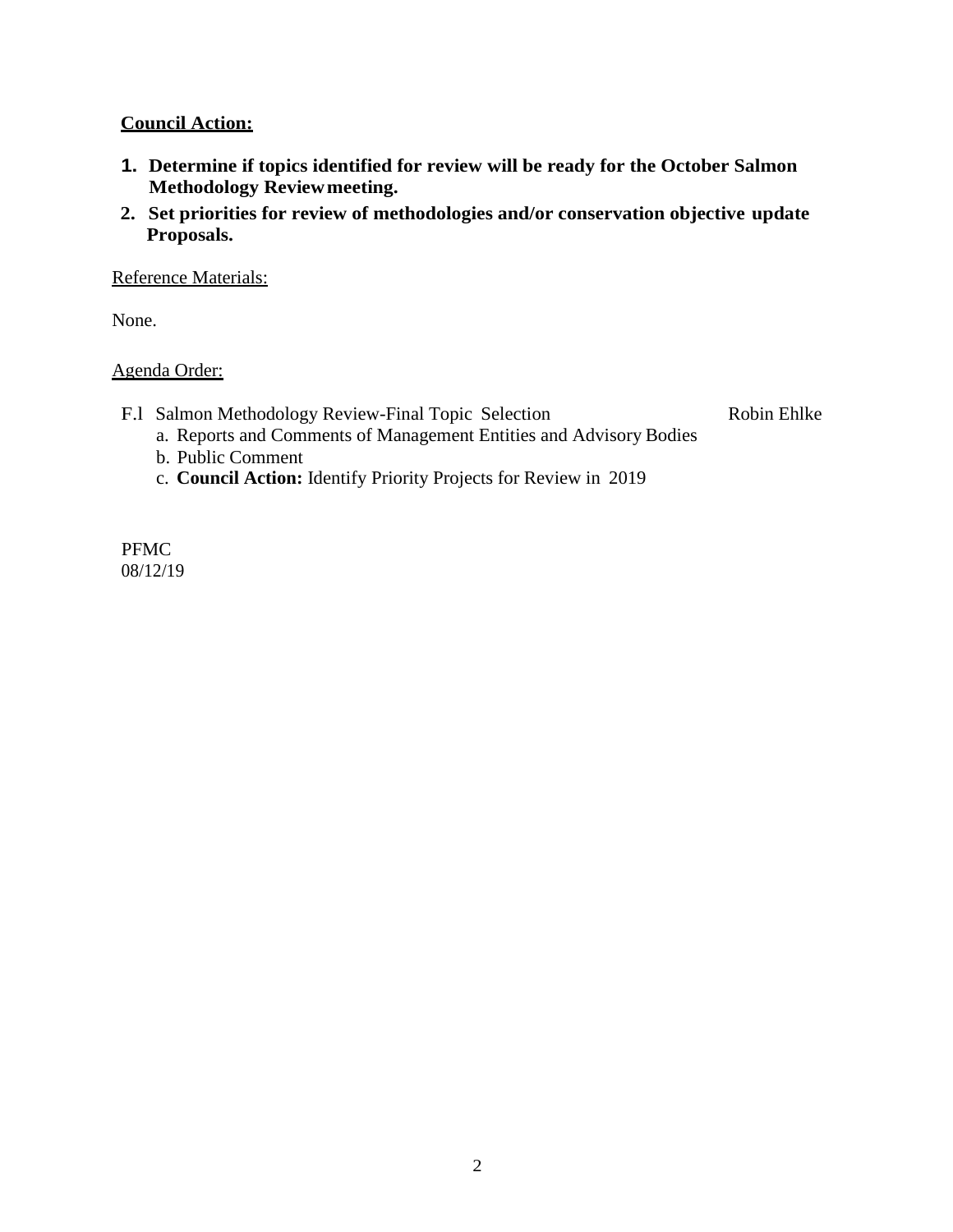**Council Action:**

1. **Determine if topics identified for review will be ready for the October Salmon Methodology Review meeting.**
2. **Set priorities for review of methodologies and/or conservation objective update Proposals.**

Reference Materials:

None.

Agenda Order:

F.1 Salmon Methodology Review-Final Topic Selection — Robin Ehlke

a. Reports and Comments of Management Entities and Advisory Bodies
b. Public Comment
c. **Council Action:** Identify Priority Projects for Review in 2019

PFMC
08/12/19